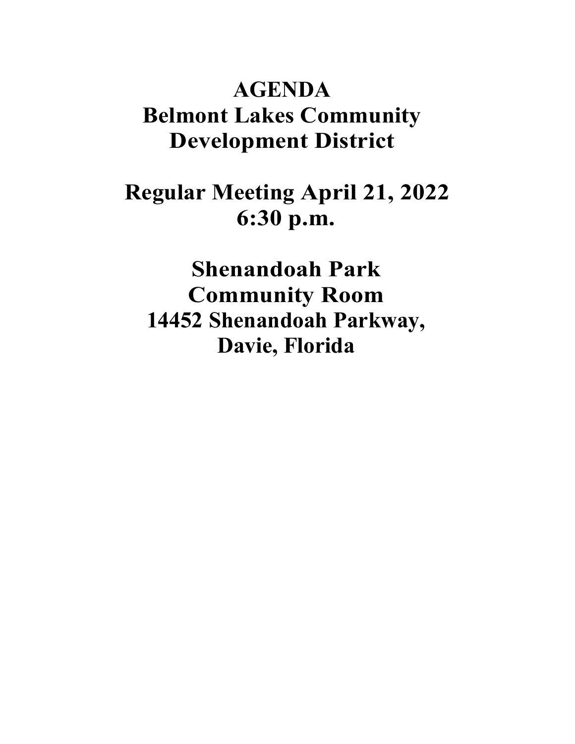# AGENDA
# Belmont Lakes Community Development District

## Regular Meeting April 21, 2022
## 6:30 p.m.

## Shenandoah Park
## Community Room
## 14452 Shenandoah Parkway,
## Davie, Florida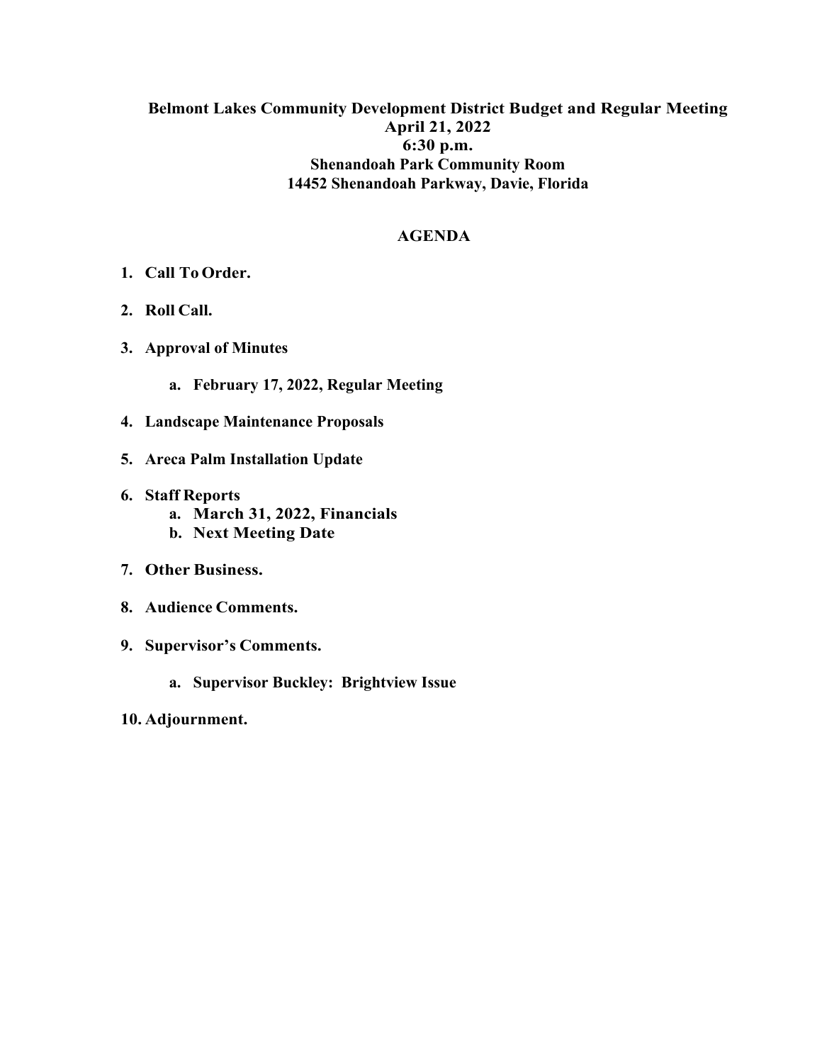**Belmont Lakes Community Development District Budget and Regular Meeting**
**April 21, 2022**
**6:30 p.m.**
**Shenandoah Park Community Room**
**14452 Shenandoah Parkway, Davie, Florida**

## AGENDA

1. **Call To Order.**
2. **Roll Call.**
3. **Approval of Minutes**
    a. **February 17, 2022, Regular Meeting**
4. **Landscape Maintenance Proposals**
5. **Areca Palm Installation Update**
6. **Staff Reports**
    a. **March 31, 2022, Financials**
    b. **Next Meeting Date**
7. **Other Business.**
8. **Audience Comments.**
9. **Supervisor's Comments.**
    a. **Supervisor Buckley: Brightview Issue**
10. **Adjournment.**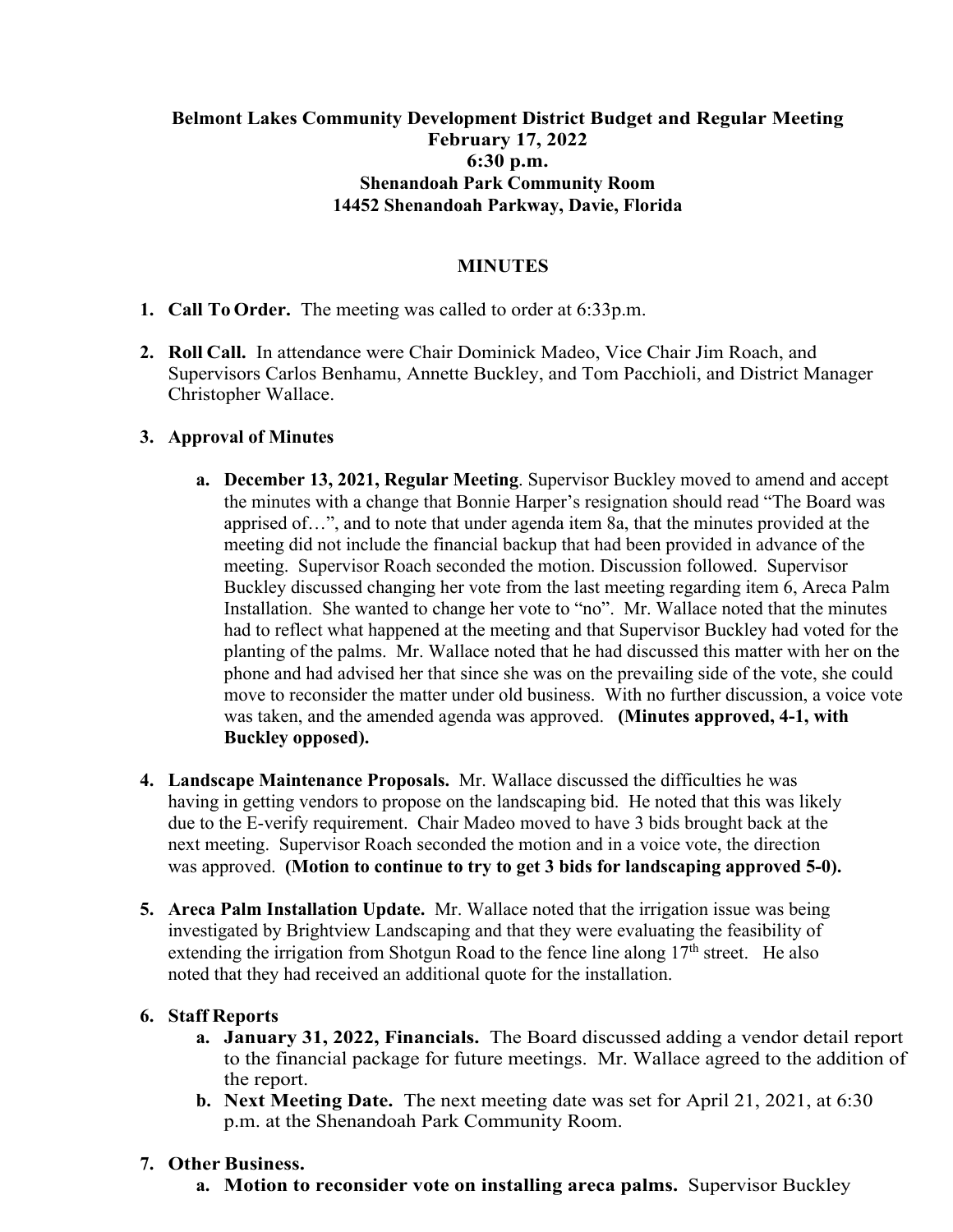**Belmont Lakes Community Development District Budget and Regular Meeting**
**February 17, 2022**
**6:30 p.m.**
**Shenandoah Park Community Room**
**14452 Shenandoah Parkway, Davie, Florida**

**MINUTES**

1. **Call To Order.** The meeting was called to order at 6:33p.m.

2. **Roll Call.** In attendance were Chair Dominick Madeo, Vice Chair Jim Roach, and Supervisors Carlos Benhamu, Annette Buckley, and Tom Pacchioli, and District Manager Christopher Wallace.

3. **Approval of Minutes**

   a. **December 13, 2021, Regular Meeting**. Supervisor Buckley moved to amend and accept the minutes with a change that Bonnie Harper's resignation should read "The Board was apprised of…", and to note that under agenda item 8a, that the minutes provided at the meeting did not include the financial backup that had been provided in advance of the meeting. Supervisor Roach seconded the motion. Discussion followed. Supervisor Buckley discussed changing her vote from the last meeting regarding item 6, Areca Palm Installation. She wanted to change her vote to "no". Mr. Wallace noted that the minutes had to reflect what happened at the meeting and that Supervisor Buckley had voted for the planting of the palms. Mr. Wallace noted that he had discussed this matter with her on the phone and had advised her that since she was on the prevailing side of the vote, she could move to reconsider the matter under old business. With no further discussion, a voice vote was taken, and the amended agenda was approved. **(Minutes approved, 4-1, with Buckley opposed).**

4. **Landscape Maintenance Proposals.** Mr. Wallace discussed the difficulties he was having in getting vendors to propose on the landscaping bid. He noted that this was likely due to the E-verify requirement. Chair Madeo moved to have 3 bids brought back at the next meeting. Supervisor Roach seconded the motion and in a voice vote, the direction was approved. **(Motion to continue to try to get 3 bids for landscaping approved 5-0).**

5. **Areca Palm Installation Update.** Mr. Wallace noted that the irrigation issue was being investigated by Brightview Landscaping and that they were evaluating the feasibility of extending the irrigation from Shotgun Road to the fence line along 17th street. He also noted that they had received an additional quote for the installation.

6. **Staff Reports**

   a. **January 31, 2022, Financials.** The Board discussed adding a vendor detail report to the financial package for future meetings. Mr. Wallace agreed to the addition of the report.

   b. **Next Meeting Date.** The next meeting date was set for April 21, 2021, at 6:30 p.m. at the Shenandoah Park Community Room.

7. **Other Business.**

   a. **Motion to reconsider vote on installing areca palms.** Supervisor Buckley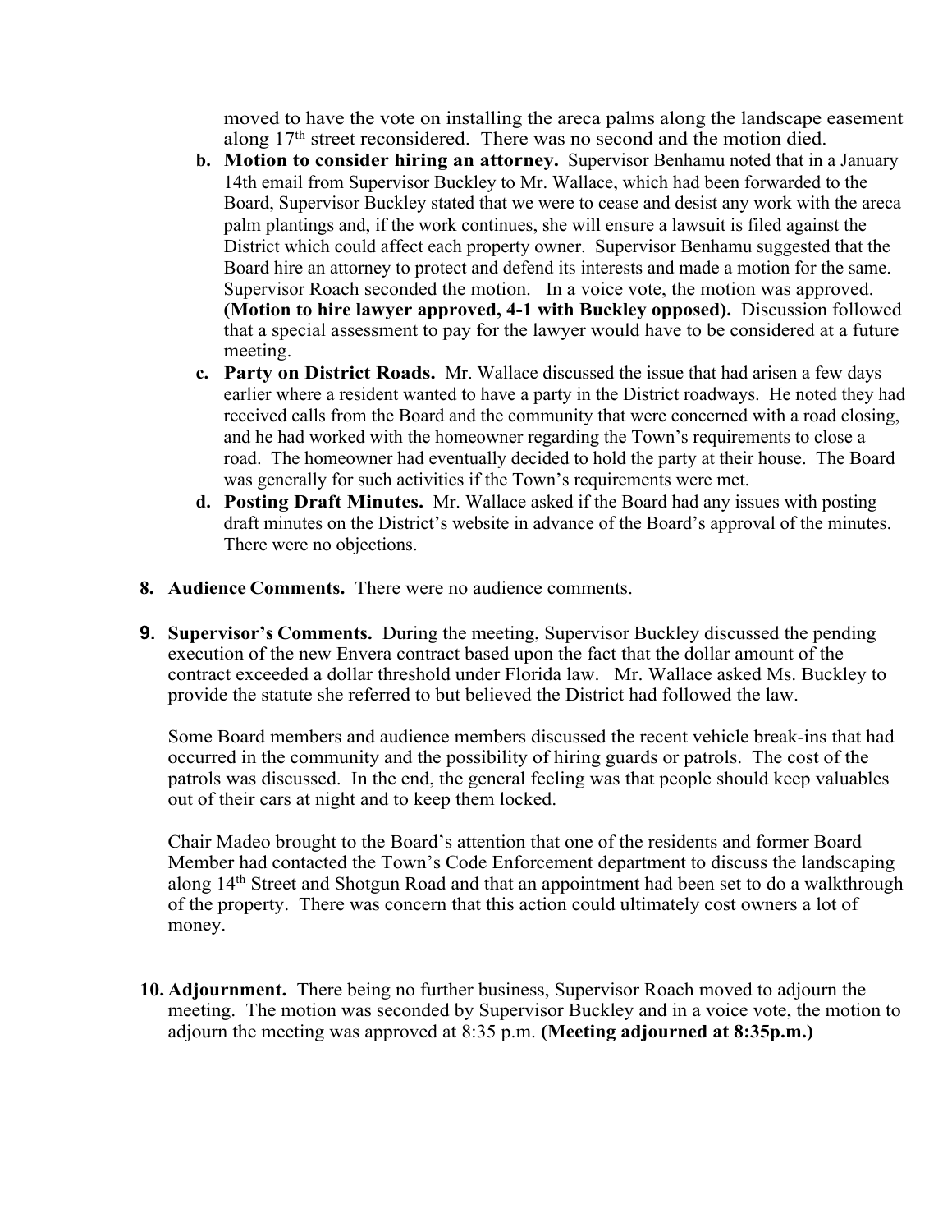moved to have the vote on installing the areca palms along the landscape easement along 17th street reconsidered. There was no second and the motion died.

b. **Motion to consider hiring an attorney.** Supervisor Benhamu noted that in a January 14th email from Supervisor Buckley to Mr. Wallace, which had been forwarded to the Board, Supervisor Buckley stated that we were to cease and desist any work with the areca palm plantings and, if the work continues, she will ensure a lawsuit is filed against the District which could affect each property owner. Supervisor Benhamu suggested that the Board hire an attorney to protect and defend its interests and made a motion for the same. Supervisor Roach seconded the motion. In a voice vote, the motion was approved. **(Motion to hire lawyer approved, 4-1 with Buckley opposed).** Discussion followed that a special assessment to pay for the lawyer would have to be considered at a future meeting.

c. **Party on District Roads.** Mr. Wallace discussed the issue that had arisen a few days earlier where a resident wanted to have a party in the District roadways. He noted they had received calls from the Board and the community that were concerned with a road closing, and he had worked with the homeowner regarding the Town's requirements to close a road. The homeowner had eventually decided to hold the party at their house. The Board was generally for such activities if the Town's requirements were met.

d. **Posting Draft Minutes.** Mr. Wallace asked if the Board had any issues with posting draft minutes on the District's website in advance of the Board's approval of the minutes. There were no objections.

8. **Audience Comments.** There were no audience comments.

9. **Supervisor's Comments.** During the meeting, Supervisor Buckley discussed the pending execution of the new Envera contract based upon the fact that the dollar amount of the contract exceeded a dollar threshold under Florida law. Mr. Wallace asked Ms. Buckley to provide the statute she referred to but believed the District had followed the law.

   Some Board members and audience members discussed the recent vehicle break-ins that had occurred in the community and the possibility of hiring guards or patrols. The cost of the patrols was discussed. In the end, the general feeling was that people should keep valuables out of their cars at night and to keep them locked.

   Chair Madeo brought to the Board's attention that one of the residents and former Board Member had contacted the Town's Code Enforcement department to discuss the landscaping along 14th Street and Shotgun Road and that an appointment had been set to do a walkthrough of the property. There was concern that this action could ultimately cost owners a lot of money.

10. **Adjournment.** There being no further business, Supervisor Roach moved to adjourn the meeting. The motion was seconded by Supervisor Buckley and in a voice vote, the motion to adjourn the meeting was approved at 8:35 p.m. **(Meeting adjourned at 8:35p.m.)**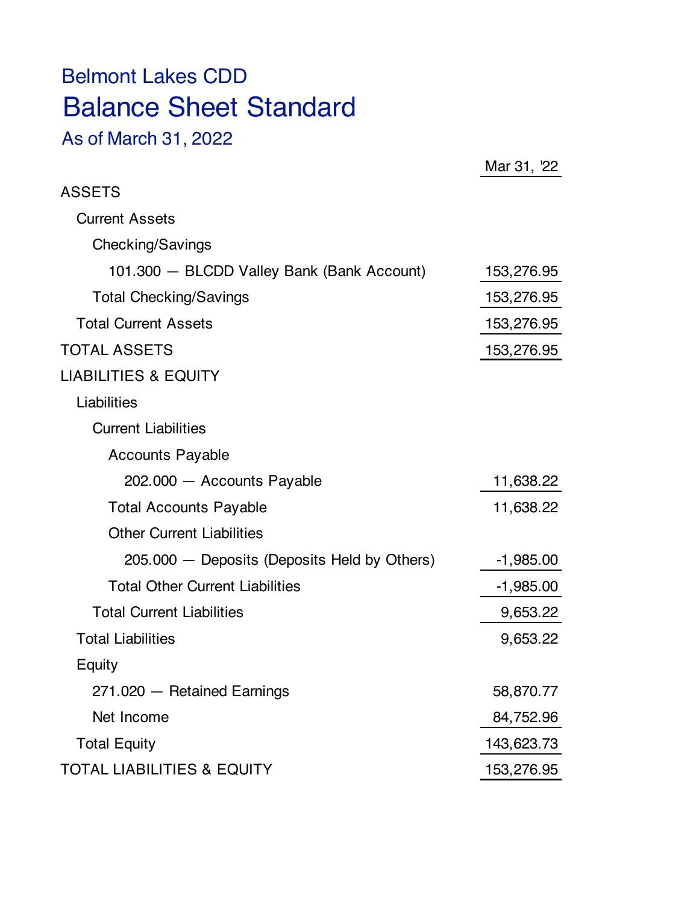# Belmont Lakes CDD

## Balance Sheet Standard

### As of March 31, 2022

| | Mar 31, '22 |
|---|---|
| ASSETS | |
| Current Assets | |
| Checking/Savings | |
| 101.300 — BLCDD Valley Bank (Bank Account) | 153,276.95 |
| Total Checking/Savings | 153,276.95 |
| Total Current Assets | 153,276.95 |
| TOTAL ASSETS | 153,276.95 |
| LIABILITIES & EQUITY | |
| Liabilities | |
| Current Liabilities | |
| Accounts Payable | |
| 202.000 — Accounts Payable | 11,638.22 |
| Total Accounts Payable | 11,638.22 |
| Other Current Liabilities | |
| 205.000 — Deposits (Deposits Held by Others) | -1,985.00 |
| Total Other Current Liabilities | -1,985.00 |
| Total Current Liabilities | 9,653.22 |
| Total Liabilities | 9,653.22 |
| Equity | |
| 271.020 — Retained Earnings | 58,870.77 |
| Net Income | 84,752.96 |
| Total Equity | 143,623.73 |
| TOTAL LIABILITIES & EQUITY | 153,276.95 |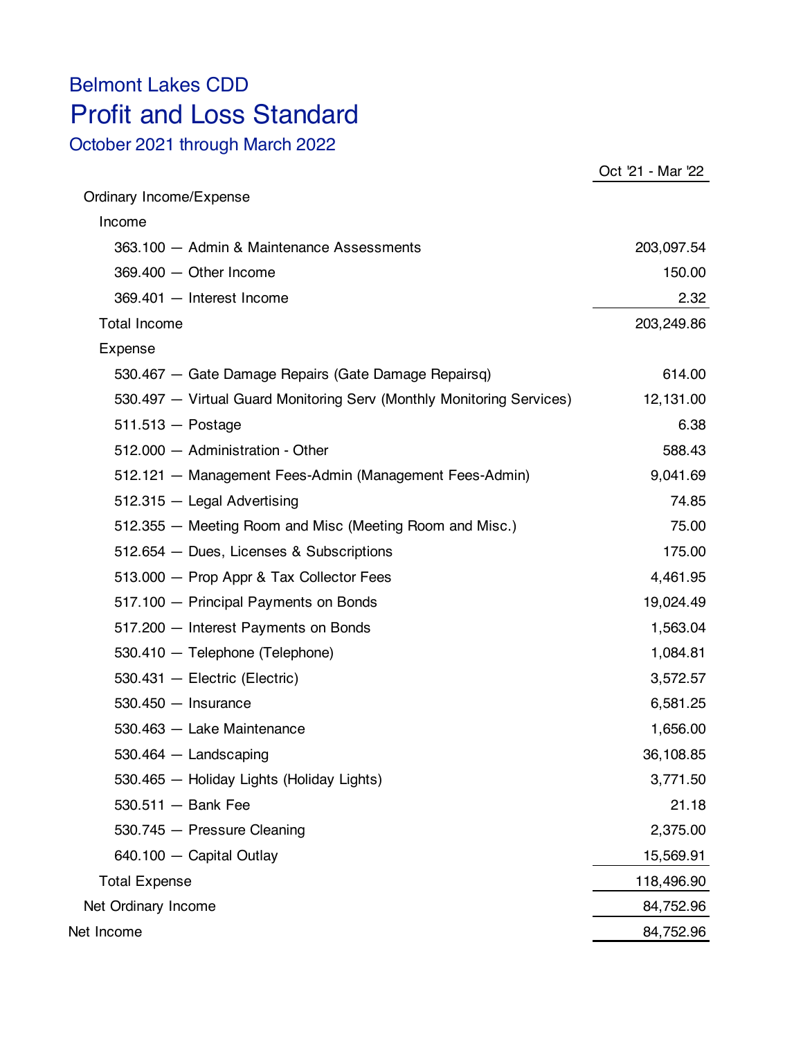# Belmont Lakes CDD

# Profit and Loss Standard

### October 2021 through March 2022

| | Oct '21 - Mar '22 |
|---|---:|
| Ordinary Income/Expense | |
| Income | |
| 363.100 — Admin & Maintenance Assessments | 203,097.54 |
| 369.400 — Other Income | 150.00 |
| 369.401 — Interest Income | 2.32 |
| Total Income | 203,249.86 |
| Expense | |
| 530.467 — Gate Damage Repairs (Gate Damage Repairsq) | 614.00 |
| 530.497 — Virtual Guard Monitoring Serv (Monthly Monitoring Services) | 12,131.00 |
| 511.513 — Postage | 6.38 |
| 512.000 — Administration - Other | 588.43 |
| 512.121 — Management Fees-Admin (Management Fees-Admin) | 9,041.69 |
| 512.315 — Legal Advertising | 74.85 |
| 512.355 — Meeting Room and Misc (Meeting Room and Misc.) | 75.00 |
| 512.654 — Dues, Licenses & Subscriptions | 175.00 |
| 513.000 — Prop Appr & Tax Collector Fees | 4,461.95 |
| 517.100 — Principal Payments on Bonds | 19,024.49 |
| 517.200 — Interest Payments on Bonds | 1,563.04 |
| 530.410 — Telephone (Telephone) | 1,084.81 |
| 530.431 — Electric (Electric) | 3,572.57 |
| 530.450 — Insurance | 6,581.25 |
| 530.463 — Lake Maintenance | 1,656.00 |
| 530.464 — Landscaping | 36,108.85 |
| 530.465 — Holiday Lights (Holiday Lights) | 3,771.50 |
| 530.511 — Bank Fee | 21.18 |
| 530.745 — Pressure Cleaning | 2,375.00 |
| 640.100 — Capital Outlay | 15,569.91 |
| Total Expense | 118,496.90 |
| Net Ordinary Income | 84,752.96 |
| Net Income | 84,752.96 |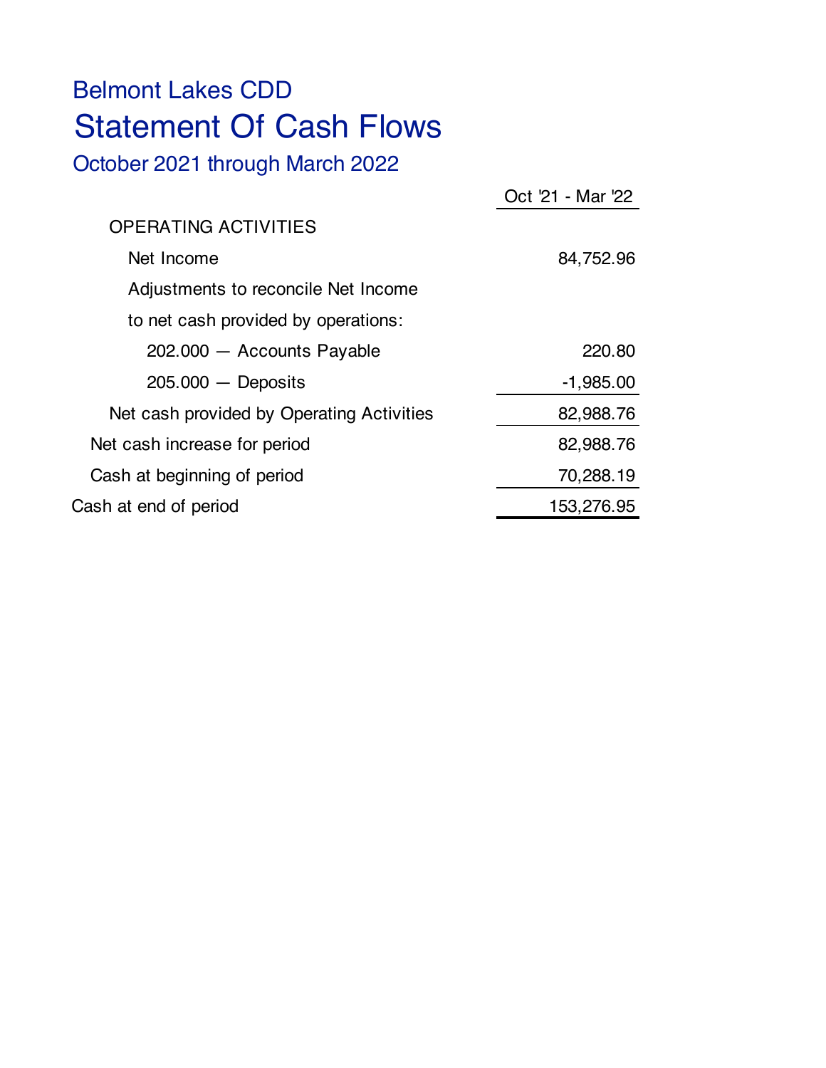Belmont Lakes CDD

# Statement Of Cash Flows

October 2021 through March 2022

| | Oct '21 - Mar '22 |
|---|---|
| OPERATING ACTIVITIES | |
| Net Income | 84,752.96 |
| Adjustments to reconcile Net Income | |
| to net cash provided by operations: | |
| 202.000 — Accounts Payable | 220.80 |
| 205.000 — Deposits | -1,985.00 |
| Net cash provided by Operating Activities | 82,988.76 |
| Net cash increase for period | 82,988.76 |
| Cash at beginning of period | 70,288.19 |
| Cash at end of period | 153,276.95 |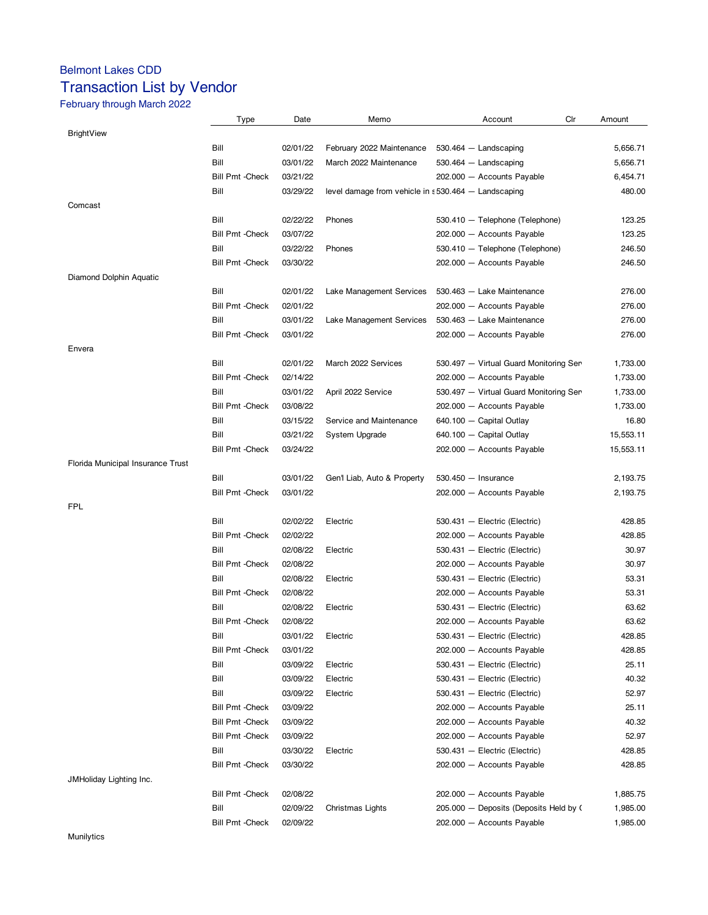# Belmont Lakes CDD

## Transaction List by Vendor

February through March 2022

| | Type | Date | Memo | Account | Clr | Amount |
|---|---|---|---|---|---|---|
| BrightView | | | | | | |
| | Bill | 02/01/22 | February 2022 Maintenance | 530.464 — Landscaping | | 5,656.71 |
| | Bill | 03/01/22 | March 2022 Maintenance | 530.464 — Landscaping | | 5,656.71 |
| | Bill Pmt -Check | 03/21/22 | | 202.000 — Accounts Payable | | 6,454.71 |
| | Bill | 03/29/22 | level damage from vehicle in s | 530.464 — Landscaping | | 480.00 |
| Comcast | | | | | | |
| | Bill | 02/22/22 | Phones | 530.410 — Telephone (Telephone) | | 123.25 |
| | Bill Pmt -Check | 03/07/22 | | 202.000 — Accounts Payable | | 123.25 |
| | Bill | 03/22/22 | Phones | 530.410 — Telephone (Telephone) | | 246.50 |
| | Bill Pmt -Check | 03/30/22 | | 202.000 — Accounts Payable | | 246.50 |
| Diamond Dolphin Aquatic | | | | | | |
| | Bill | 02/01/22 | Lake Management Services | 530.463 — Lake Maintenance | | 276.00 |
| | Bill Pmt -Check | 02/01/22 | | 202.000 — Accounts Payable | | 276.00 |
| | Bill | 03/01/22 | Lake Management Services | 530.463 — Lake Maintenance | | 276.00 |
| | Bill Pmt -Check | 03/01/22 | | 202.000 — Accounts Payable | | 276.00 |
| Envera | | | | | | |
| | Bill | 02/01/22 | March 2022 Services | 530.497 — Virtual Guard Monitoring Ser | | 1,733.00 |
| | Bill Pmt -Check | 02/14/22 | | 202.000 — Accounts Payable | | 1,733.00 |
| | Bill | 03/01/22 | April 2022 Service | 530.497 — Virtual Guard Monitoring Ser | | 1,733.00 |
| | Bill Pmt -Check | 03/08/22 | | 202.000 — Accounts Payable | | 1,733.00 |
| | Bill | 03/15/22 | Service and Maintenance | 640.100 — Capital Outlay | | 16.80 |
| | Bill | 03/21/22 | System Upgrade | 640.100 — Capital Outlay | | 15,553.11 |
| | Bill Pmt -Check | 03/24/22 | | 202.000 — Accounts Payable | | 15,553.11 |
| Florida Municipal Insurance Trust | | | | | | |
| | Bill | 03/01/22 | Gen'l Liab, Auto & Property | 530.450 — Insurance | | 2,193.75 |
| | Bill Pmt -Check | 03/01/22 | | 202.000 — Accounts Payable | | 2,193.75 |
| FPL | | | | | | |
| | Bill | 02/02/22 | Electric | 530.431 — Electric (Electric) | | 428.85 |
| | Bill Pmt -Check | 02/02/22 | | 202.000 — Accounts Payable | | 428.85 |
| | Bill | 02/08/22 | Electric | 530.431 — Electric (Electric) | | 30.97 |
| | Bill Pmt -Check | 02/08/22 | | 202.000 — Accounts Payable | | 30.97 |
| | Bill | 02/08/22 | Electric | 530.431 — Electric (Electric) | | 53.31 |
| | Bill Pmt -Check | 02/08/22 | | 202.000 — Accounts Payable | | 53.31 |
| | Bill | 02/08/22 | Electric | 530.431 — Electric (Electric) | | 63.62 |
| | Bill Pmt -Check | 02/08/22 | | 202.000 — Accounts Payable | | 63.62 |
| | Bill | 03/01/22 | Electric | 530.431 — Electric (Electric) | | 428.85 |
| | Bill Pmt -Check | 03/01/22 | | 202.000 — Accounts Payable | | 428.85 |
| | Bill | 03/09/22 | Electric | 530.431 — Electric (Electric) | | 25.11 |
| | Bill | 03/09/22 | Electric | 530.431 — Electric (Electric) | | 40.32 |
| | Bill | 03/09/22 | Electric | 530.431 — Electric (Electric) | | 52.97 |
| | Bill Pmt -Check | 03/09/22 | | 202.000 — Accounts Payable | | 25.11 |
| | Bill Pmt -Check | 03/09/22 | | 202.000 — Accounts Payable | | 40.32 |
| | Bill Pmt -Check | 03/09/22 | | 202.000 — Accounts Payable | | 52.97 |
| | Bill | 03/30/22 | Electric | 530.431 — Electric (Electric) | | 428.85 |
| | Bill Pmt -Check | 03/30/22 | | 202.000 — Accounts Payable | | 428.85 |
| JMHoliday Lighting Inc. | | | | | | |
| | Bill Pmt -Check | 02/08/22 | | 202.000 — Accounts Payable | | 1,885.75 |
| | Bill | 02/09/22 | Christmas Lights | 205.000 — Deposits (Deposits Held by ( | | 1,985.00 |
| | Bill Pmt -Check | 02/09/22 | | 202.000 — Accounts Payable | | 1,985.00 |
| Munilytics | | | | | | |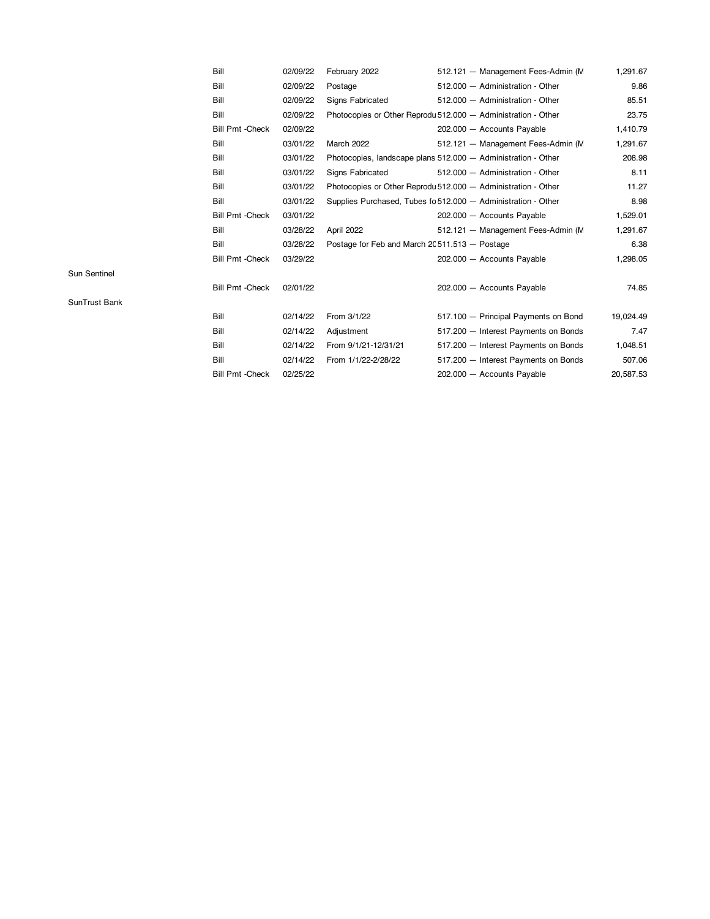| | | | | | |
|---|---|---|---|---|---|
| | Bill | 02/09/22 | February 2022 | 512.121 — Management Fees-Admin (M | 1,291.67 |
| | Bill | 02/09/22 | Postage | 512.000 — Administration - Other | 9.86 |
| | Bill | 02/09/22 | Signs Fabricated | 512.000 — Administration - Other | 85.51 |
| | Bill | 02/09/22 | Photocopies or Other Reprodu | 512.000 — Administration - Other | 23.75 |
| | Bill Pmt -Check | 02/09/22 | | 202.000 — Accounts Payable | 1,410.79 |
| | Bill | 03/01/22 | March 2022 | 512.121 — Management Fees-Admin (M | 1,291.67 |
| | Bill | 03/01/22 | Photocopies, landscape plans | 512.000 — Administration - Other | 208.98 |
| | Bill | 03/01/22 | Signs Fabricated | 512.000 — Administration - Other | 8.11 |
| | Bill | 03/01/22 | Photocopies or Other Reprodu | 512.000 — Administration - Other | 11.27 |
| | Bill | 03/01/22 | Supplies Purchased, Tubes fo | 512.000 — Administration - Other | 8.98 |
| | Bill Pmt -Check | 03/01/22 | | 202.000 — Accounts Payable | 1,529.01 |
| | Bill | 03/28/22 | April 2022 | 512.121 — Management Fees-Admin (M | 1,291.67 |
| | Bill | 03/28/22 | Postage for Feb and March 20 | 511.513 — Postage | 6.38 |
| | Bill Pmt -Check | 03/29/22 | | 202.000 — Accounts Payable | 1,298.05 |
| Sun Sentinel | | | | | |
| | Bill Pmt -Check | 02/01/22 | | 202.000 — Accounts Payable | 74.85 |
| SunTrust Bank | | | | | |
| | Bill | 02/14/22 | From 3/1/22 | 517.100 — Principal Payments on Bond | 19,024.49 |
| | Bill | 02/14/22 | Adjustment | 517.200 — Interest Payments on Bonds | 7.47 |
| | Bill | 02/14/22 | From 9/1/21-12/31/21 | 517.200 — Interest Payments on Bonds | 1,048.51 |
| | Bill | 02/14/22 | From 1/1/22-2/28/22 | 517.200 — Interest Payments on Bonds | 507.06 |
| | Bill Pmt -Check | 02/25/22 | | 202.000 — Accounts Payable | 20,587.53 |